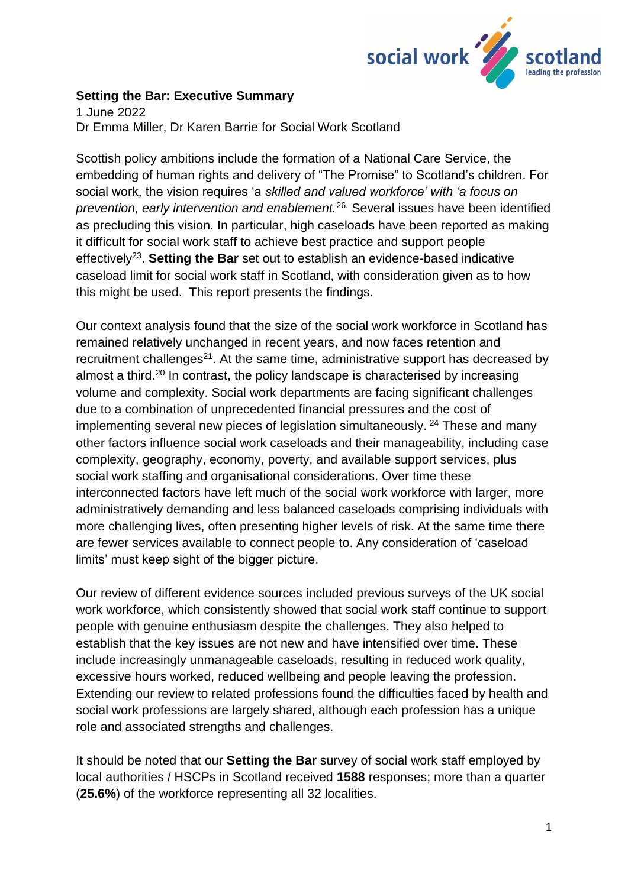**Setting the Bar: Executive Summary**

1 June 2022

Dr Emma Miller, Dr Karen Barrie for Social Work Scotland

Scottish policy ambitions include the formation of a National Care Service, the embedding of human rights and delivery of "The Promise" to Scotland's children. For social work, the vision requires 'a *skilled and valued workforce' with 'a focus on prevention, early intervention and enablement.*[26.] Several issues have been identified as precluding this vision. In particular, high caseloads have been reported as making it difficult for social work staff to achieve best practice and support people effectively[23]. **Setting the Bar** set out to establish an evidence-based indicative caseload limit for social work staff in Scotland, with consideration given as to how this might be used. This report presents the findings.

Our context analysis found that the size of the social work workforce in Scotland has remained relatively unchanged in recent years, and now faces retention and recruitment challenges[21]. At the same time, administrative support has decreased by almost a third.[20] In contrast, the policy landscape is characterised by increasing volume and complexity. Social work departments are facing significant challenges due to a combination of unprecedented financial pressures and the cost of implementing several new pieces of legislation simultaneously. [24] These and many other factors influence social work caseloads and their manageability, including case complexity, geography, economy, poverty, and available support services, plus social work staffing and organisational considerations. Over time these interconnected factors have left much of the social work workforce with larger, more administratively demanding and less balanced caseloads comprising individuals with more challenging lives, often presenting higher levels of risk. At the same time there are fewer services available to connect people to. Any consideration of 'caseload limits' must keep sight of the bigger picture.

Our review of different evidence sources included previous surveys of the UK social work workforce, which consistently showed that social work staff continue to support people with genuine enthusiasm despite the challenges. They also helped to establish that the key issues are not new and have intensified over time. These include increasingly unmanageable caseloads, resulting in reduced work quality, excessive hours worked, reduced wellbeing and people leaving the profession. Extending our review to related professions found the difficulties faced by health and social work professions are largely shared, although each profession has a unique role and associated strengths and challenges.

It should be noted that our **Setting the Bar** survey of social work staff employed by local authorities / HSCPs in Scotland received **1588** responses; more than a quarter (**25.6%**) of the workforce representing all 32 localities.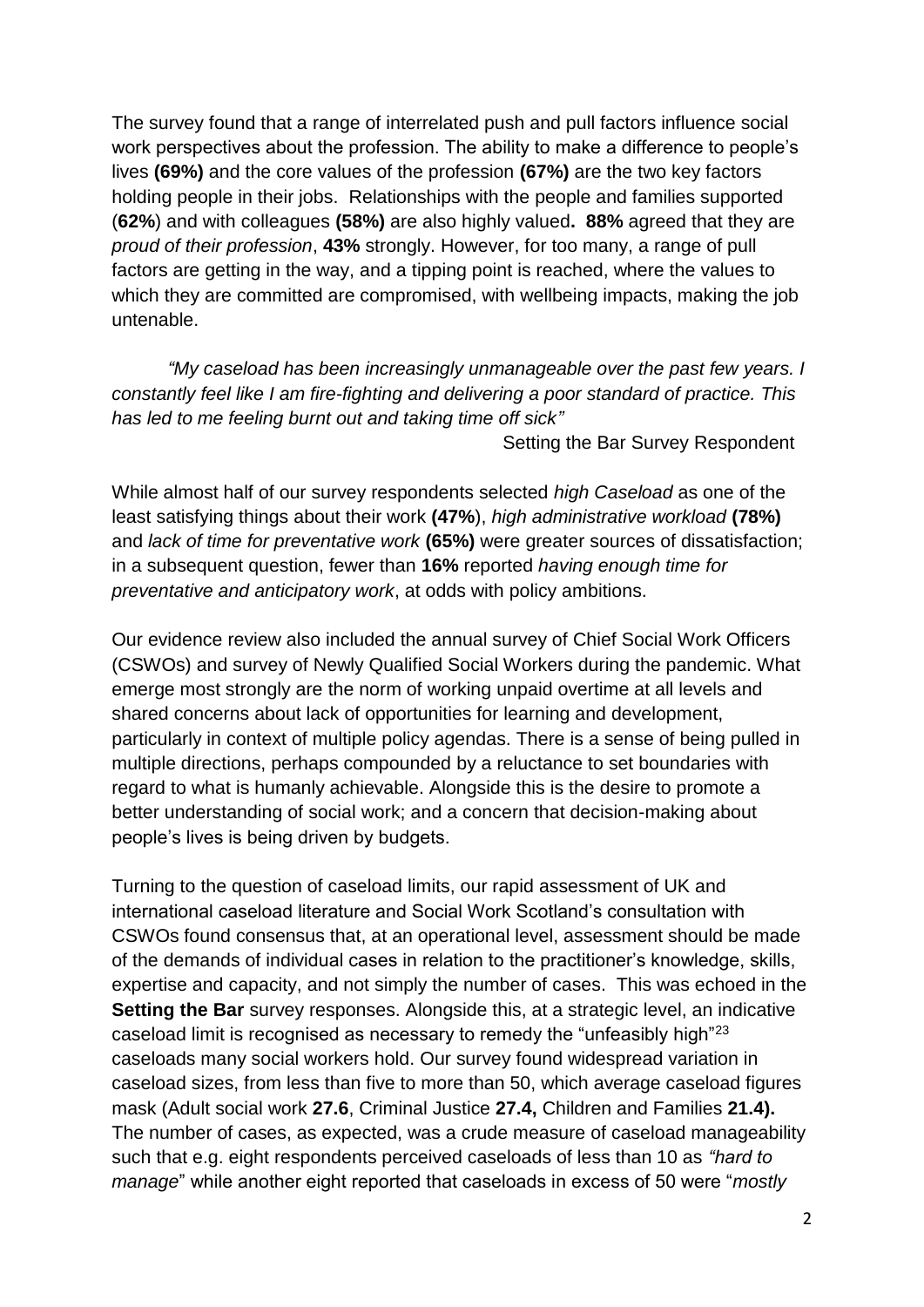The survey found that a range of interrelated push and pull factors influence social work perspectives about the profession. The ability to make a difference to people's lives **(69%)** and the core values of the profession **(67%)** are the two key factors holding people in their jobs. Relationships with the people and families supported (**62%**) and with colleagues **(58%)** are also highly valued**. 88%** agreed that they are *proud of their profession*, **43%** strongly. However, for too many, a range of pull factors are getting in the way, and a tipping point is reached, where the values to which they are committed are compromised, with wellbeing impacts, making the job untenable.

> *"My caseload has been increasingly unmanageable over the past few years. I constantly feel like I am fire-fighting and delivering a poor standard of practice. This has led to me feeling burnt out and taking time off sick"*
>
> Setting the Bar Survey Respondent

While almost half of our survey respondents selected *high Caseload* as one of the least satisfying things about their work **(47%**), *high administrative workload* **(78%)** and *lack of time for preventative work* **(65%)** were greater sources of dissatisfaction; in a subsequent question, fewer than **16%** reported *having enough time for preventative and anticipatory work*, at odds with policy ambitions.

Our evidence review also included the annual survey of Chief Social Work Officers (CSWOs) and survey of Newly Qualified Social Workers during the pandemic. What emerge most strongly are the norm of working unpaid overtime at all levels and shared concerns about lack of opportunities for learning and development, particularly in context of multiple policy agendas. There is a sense of being pulled in multiple directions, perhaps compounded by a reluctance to set boundaries with regard to what is humanly achievable. Alongside this is the desire to promote a better understanding of social work; and a concern that decision-making about people's lives is being driven by budgets.

Turning to the question of caseload limits, our rapid assessment of UK and international caseload literature and Social Work Scotland's consultation with CSWOs found consensus that, at an operational level, assessment should be made of the demands of individual cases in relation to the practitioner's knowledge, skills, expertise and capacity, and not simply the number of cases. This was echoed in the **Setting the Bar** survey responses. Alongside this, at a strategic level, an indicative caseload limit is recognised as necessary to remedy the "unfeasibly high"[23] caseloads many social workers hold. Our survey found widespread variation in caseload sizes, from less than five to more than 50, which average caseload figures mask (Adult social work **27.6**, Criminal Justice **27.4,** Children and Families **21.4).** The number of cases, as expected, was a crude measure of caseload manageability such that e.g. eight respondents perceived caseloads of less than 10 as *"hard to manage*" while another eight reported that caseloads in excess of 50 were "*mostly*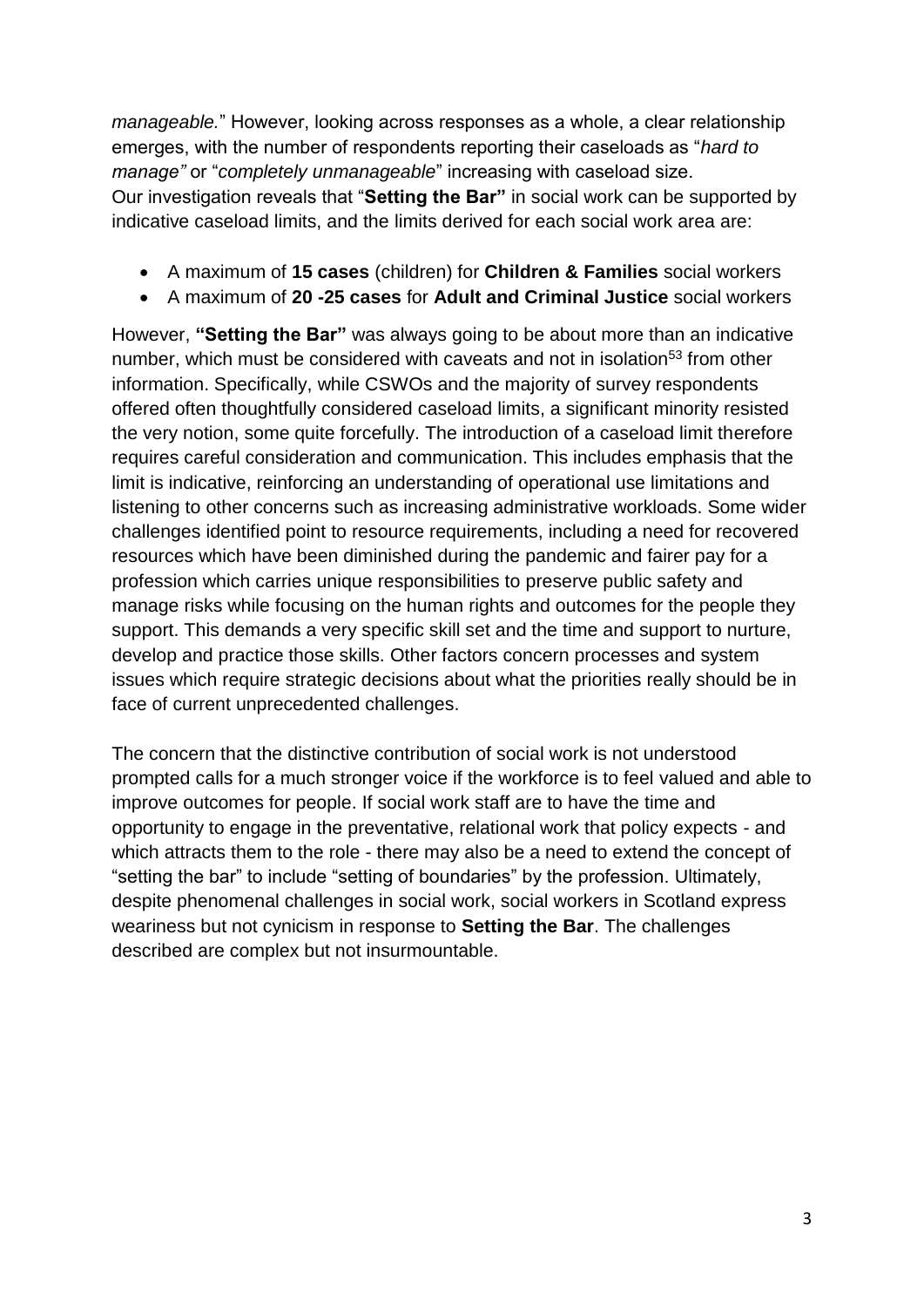*manageable.*" However, looking across responses as a whole, a clear relationship emerges, with the number of respondents reporting their caseloads as "*hard to manage"* or "*completely unmanageable*" increasing with caseload size. Our investigation reveals that "**Setting the Bar"** in social work can be supported by indicative caseload limits, and the limits derived for each social work area are:

- A maximum of **15 cases** (children) for **Children & Families** social workers
- A maximum of **20 -25 cases** for **Adult and Criminal Justice** social workers

However, **"Setting the Bar"** was always going to be about more than an indicative number, which must be considered with caveats and not in isolation[53] from other information. Specifically, while CSWOs and the majority of survey respondents offered often thoughtfully considered caseload limits, a significant minority resisted the very notion, some quite forcefully. The introduction of a caseload limit therefore requires careful consideration and communication. This includes emphasis that the limit is indicative, reinforcing an understanding of operational use limitations and listening to other concerns such as increasing administrative workloads. Some wider challenges identified point to resource requirements, including a need for recovered resources which have been diminished during the pandemic and fairer pay for a profession which carries unique responsibilities to preserve public safety and manage risks while focusing on the human rights and outcomes for the people they support. This demands a very specific skill set and the time and support to nurture, develop and practice those skills. Other factors concern processes and system issues which require strategic decisions about what the priorities really should be in face of current unprecedented challenges.

The concern that the distinctive contribution of social work is not understood prompted calls for a much stronger voice if the workforce is to feel valued and able to improve outcomes for people. If social work staff are to have the time and opportunity to engage in the preventative, relational work that policy expects - and which attracts them to the role - there may also be a need to extend the concept of "setting the bar" to include "setting of boundaries" by the profession. Ultimately, despite phenomenal challenges in social work, social workers in Scotland express weariness but not cynicism in response to **Setting the Bar**. The challenges described are complex but not insurmountable.